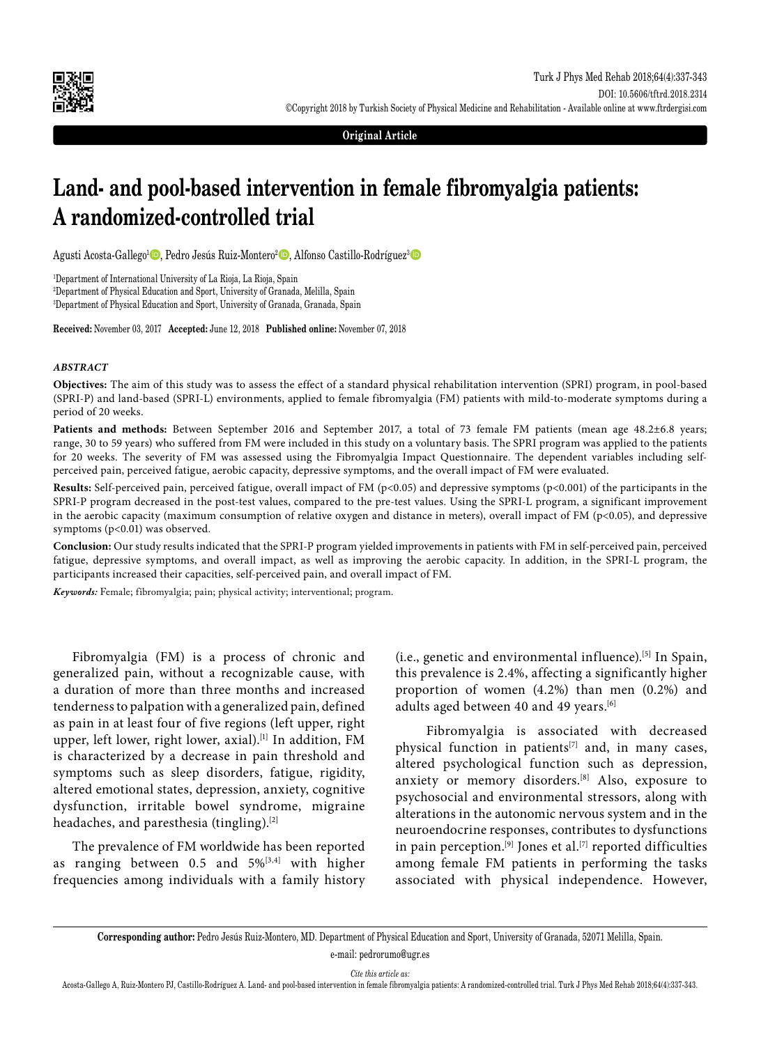Original Article

# Land- and pool-based intervention in female fibromyalgia patients: A randomized-controlled trial

Agusti Acosta-Gallego[1], Pedro Jesús Ruiz-Montero[2], Alfonso Castillo-Rodríguez[3]

[1]Department of International University of La Rioja, La Rioja, Spain
[2]Department of Physical Education and Sport, University of Granada, Melilla, Spain
[3]Department of Physical Education and Sport, University of Granada, Granada, Spain

**Received:** November 03, 2017 **Accepted:** June 12, 2018 **Published online:** November 07, 2018

### *ABSTRACT*

**Objectives:** The aim of this study was to assess the effect of a standard physical rehabilitation intervention (SPRI) program, in pool-based (SPRI-P) and land-based (SPRI-L) environments, applied to female fibromyalgia (FM) patients with mild-to-moderate symptoms during a period of 20 weeks.

**Patients and methods:** Between September 2016 and September 2017, a total of 73 female FM patients (mean age 48.2±6.8 years; range, 30 to 59 years) who suffered from FM were included in this study on a voluntary basis. The SPRI program was applied to the patients for 20 weeks. The severity of FM was assessed using the Fibromyalgia Impact Questionnaire. The dependent variables including self-perceived pain, perceived fatigue, aerobic capacity, depressive symptoms, and the overall impact of FM were evaluated.

**Results:** Self-perceived pain, perceived fatigue, overall impact of FM ($p<0.05$) and depressive symptoms ($p<0.001$) of the participants in the SPRI-P program decreased in the post-test values, compared to the pre-test values. Using the SPRI-L program, a significant improvement in the aerobic capacity (maximum consumption of relative oxygen and distance in meters), overall impact of FM ($p<0.05$), and depressive symptoms ($p<0.01$) was observed.

**Conclusion:** Our study results indicated that the SPRI-P program yielded improvements in patients with FM in self-perceived pain, perceived fatigue, depressive symptoms, and overall impact, as well as improving the aerobic capacity. In addition, in the SPRI-L program, the participants increased their capacities, self-perceived pain, and overall impact of FM.

***Keywords:*** Female; fibromyalgia; pain; physical activity; interventional; program.

Fibromyalgia (FM) is a process of chronic and generalized pain, without a recognizable cause, with a duration of more than three months and increased tenderness to palpation with a generalized pain, defined as pain in at least four of five regions (left upper, right upper, left lower, right lower, axial).[1] In addition, FM is characterized by a decrease in pain threshold and symptoms such as sleep disorders, fatigue, rigidity, altered emotional states, depression, anxiety, cognitive dysfunction, irritable bowel syndrome, migraine headaches, and paresthesia (tingling).[2]

The prevalence of FM worldwide has been reported as ranging between 0.5 and 5%[3,4] with higher frequencies among individuals with a family history (i.e., genetic and environmental influence).[5] In Spain, this prevalence is 2.4%, affecting a significantly higher proportion of women (4.2%) than men (0.2%) and adults aged between 40 and 49 years.[6]

Fibromyalgia is associated with decreased physical function in patients[7] and, in many cases, altered psychological function such as depression, anxiety or memory disorders.[8] Also, exposure to psychosocial and environmental stressors, along with alterations in the autonomic nervous system and in the neuroendocrine responses, contributes to dysfunctions in pain perception.[9] Jones et al.[7] reported difficulties among female FM patients in performing the tasks associated with physical independence. However,

**Corresponding author:** Pedro Jesús Ruiz-Montero, MD. Department of Physical Education and Sport, University of Granada, 52071 Melilla, Spain.
e-mail: pedrorumo@ugr.es

*Cite this article as:*
Acosta-Gallego A, Ruiz-Montero PJ, Castillo-Rodríguez A. Land- and pool-based intervention in female fibromyalgia patients: A randomized-controlled trial. Turk J Phys Med Rehab 2018;64(4):337-343.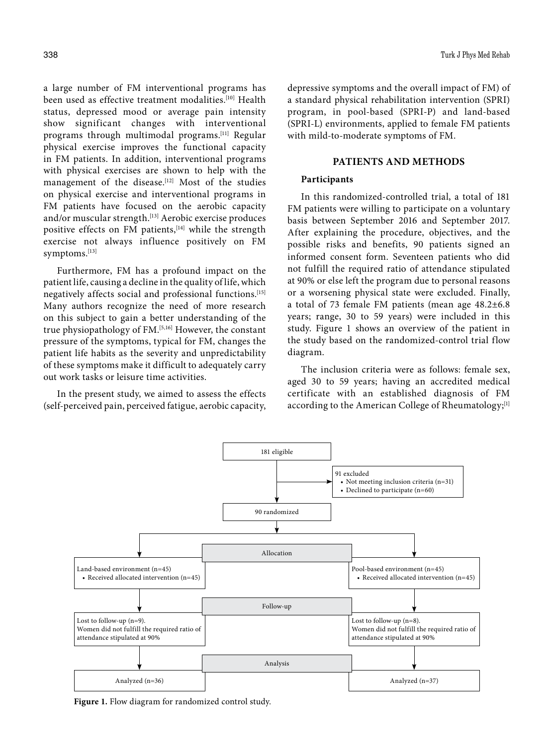a large number of FM interventional programs has been used as effective treatment modalities.[10] Health status, depressed mood or average pain intensity show significant changes with interventional programs through multimodal programs.[11] Regular physical exercise improves the functional capacity in FM patients. In addition, interventional programs with physical exercises are shown to help with the management of the disease.[12] Most of the studies on physical exercise and interventional programs in FM patients have focused on the aerobic capacity and/or muscular strength.[13] Aerobic exercise produces positive effects on FM patients,[14] while the strength exercise not always influence positively on FM symptoms.[13]

Furthermore, FM has a profound impact on the patient life, causing a decline in the quality of life, which negatively affects social and professional functions.[15] Many authors recognize the need of more research on this subject to gain a better understanding of the true physiopathology of FM.[5,16] However, the constant pressure of the symptoms, typical for FM, changes the patient life habits as the severity and unpredictability of these symptoms make it difficult to adequately carry out work tasks or leisure time activities.

In the present study, we aimed to assess the effects (self-perceived pain, perceived fatigue, aerobic capacity, depressive symptoms and the overall impact of FM) of a standard physical rehabilitation intervention (SPRI) program, in pool-based (SPRI-P) and land-based (SPRI-L) environments, applied to female FM patients with mild-to-moderate symptoms of FM.

## PATIENTS AND METHODS

### Participants

In this randomized-controlled trial, a total of 181 FM patients were willing to participate on a voluntary basis between September 2016 and September 2017. After explaining the procedure, objectives, and the possible risks and benefits, 90 patients signed an informed consent form. Seventeen patients who did not fulfill the required ratio of attendance stipulated at 90% or else left the program due to personal reasons or a worsening physical state were excluded. Finally, a total of 73 female FM patients (mean age 48.2±6.8 years; range, 30 to 59 years) were included in this study. Figure 1 shows an overview of the patient in the study based on the randomized-control trial flow diagram.

The inclusion criteria were as follows: female sex, aged 30 to 59 years; having an accredited medical certificate with an established diagnosis of FM according to the American College of Rheumatology;[1]

181 eligible

91 excluded
- Not meeting inclusion criteria (n=31)
- Declined to participate (n=60)

90 randomized

Allocation

| Land-based environment (n=45) | Pool-based environment (n=45) |
| --- | --- |
| • Received allocated intervention (n=45) | • Received allocated intervention (n=45) |

Follow-up

| Lost to follow-up (n=9). Women did not fulfill the required ratio of attendance stipulated at 90% | Lost to follow-up (n=8). Women did not fulfill the required ratio of attendance stipulated at 90% |
| --- | --- |

Analysis

| Analyzed (n=36) | Analyzed (n=37) |
| --- | --- |

**Figure 1.** Flow diagram for randomized control study.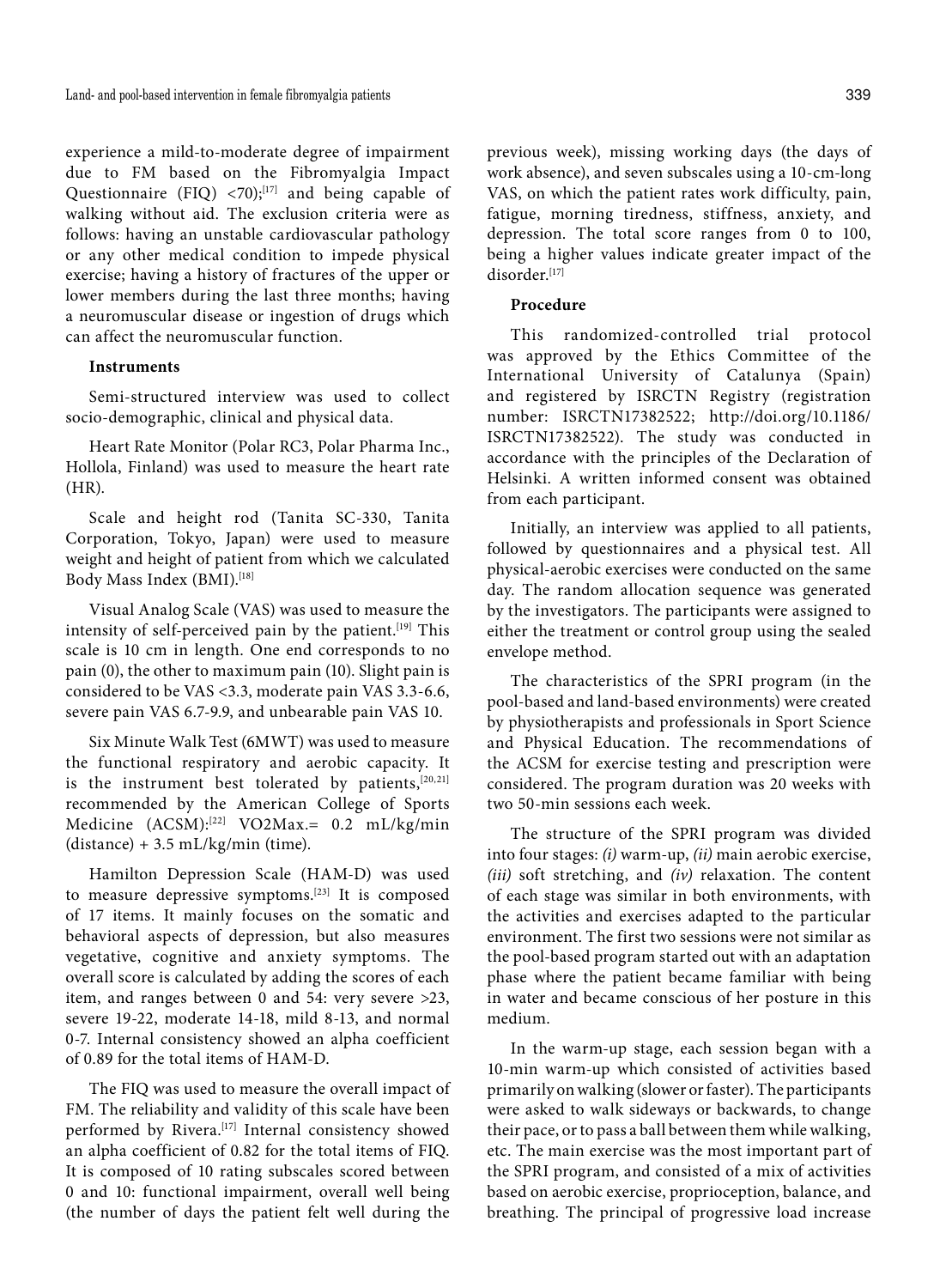experience a mild-to-moderate degree of impairment due to FM based on the Fibromyalgia Impact Questionnaire (FIQ) <70);[17] and being capable of walking without aid. The exclusion criteria were as follows: having an unstable cardiovascular pathology or any other medical condition to impede physical exercise; having a history of fractures of the upper or lower members during the last three months; having a neuromuscular disease or ingestion of drugs which can affect the neuromuscular function.

### Instruments

Semi-structured interview was used to collect socio-demographic, clinical and physical data.

Heart Rate Monitor (Polar RC3, Polar Pharma Inc., Hollola, Finland) was used to measure the heart rate (HR).

Scale and height rod (Tanita SC-330, Tanita Corporation, Tokyo, Japan) were used to measure weight and height of patient from which we calculated Body Mass Index (BMI).[18]

Visual Analog Scale (VAS) was used to measure the intensity of self-perceived pain by the patient.[19] This scale is 10 cm in length. One end corresponds to no pain (0), the other to maximum pain (10). Slight pain is considered to be VAS <3.3, moderate pain VAS 3.3-6.6, severe pain VAS 6.7-9.9, and unbearable pain VAS 10.

Six Minute Walk Test (6MWT) was used to measure the functional respiratory and aerobic capacity. It is the instrument best tolerated by patients,[20,21] recommended by the American College of Sports Medicine (ACSM):[22] VO2Max.= 0.2 mL/kg/min (distance) + 3.5 mL/kg/min (time).

Hamilton Depression Scale (HAM-D) was used to measure depressive symptoms.[23] It is composed of 17 items. It mainly focuses on the somatic and behavioral aspects of depression, but also measures vegetative, cognitive and anxiety symptoms. The overall score is calculated by adding the scores of each item, and ranges between 0 and 54: very severe >23, severe 19-22, moderate 14-18, mild 8-13, and normal 0-7. Internal consistency showed an alpha coefficient of 0.89 for the total items of HAM-D.

The FIQ was used to measure the overall impact of FM. The reliability and validity of this scale have been performed by Rivera.[17] Internal consistency showed an alpha coefficient of 0.82 for the total items of FIQ. It is composed of 10 rating subscales scored between 0 and 10: functional impairment, overall well being (the number of days the patient felt well during the previous week), missing working days (the days of work absence), and seven subscales using a 10-cm-long VAS, on which the patient rates work difficulty, pain, fatigue, morning tiredness, stiffness, anxiety, and depression. The total score ranges from 0 to 100, being a higher values indicate greater impact of the disorder.[17]

### Procedure

This randomized-controlled trial protocol was approved by the Ethics Committee of the International University of Catalunya (Spain) and registered by ISRCTN Registry (registration number: ISRCTN17382522; http://doi.org/10.1186/ISRCTN17382522). The study was conducted in accordance with the principles of the Declaration of Helsinki. A written informed consent was obtained from each participant.

Initially, an interview was applied to all patients, followed by questionnaires and a physical test. All physical-aerobic exercises were conducted on the same day. The random allocation sequence was generated by the investigators. The participants were assigned to either the treatment or control group using the sealed envelope method.

The characteristics of the SPRI program (in the pool-based and land-based environments) were created by physiotherapists and professionals in Sport Science and Physical Education. The recommendations of the ACSM for exercise testing and prescription were considered. The program duration was 20 weeks with two 50-min sessions each week.

The structure of the SPRI program was divided into four stages: *(i)* warm-up, *(ii)* main aerobic exercise, *(iii)* soft stretching, and *(iv)* relaxation. The content of each stage was similar in both environments, with the activities and exercises adapted to the particular environment. The first two sessions were not similar as the pool-based program started out with an adaptation phase where the patient became familiar with being in water and became conscious of her posture in this medium.

In the warm-up stage, each session began with a 10-min warm-up which consisted of activities based primarily on walking (slower or faster). The participants were asked to walk sideways or backwards, to change their pace, or to pass a ball between them while walking, etc. The main exercise was the most important part of the SPRI program, and consisted of a mix of activities based on aerobic exercise, proprioception, balance, and breathing. The principal of progressive load increase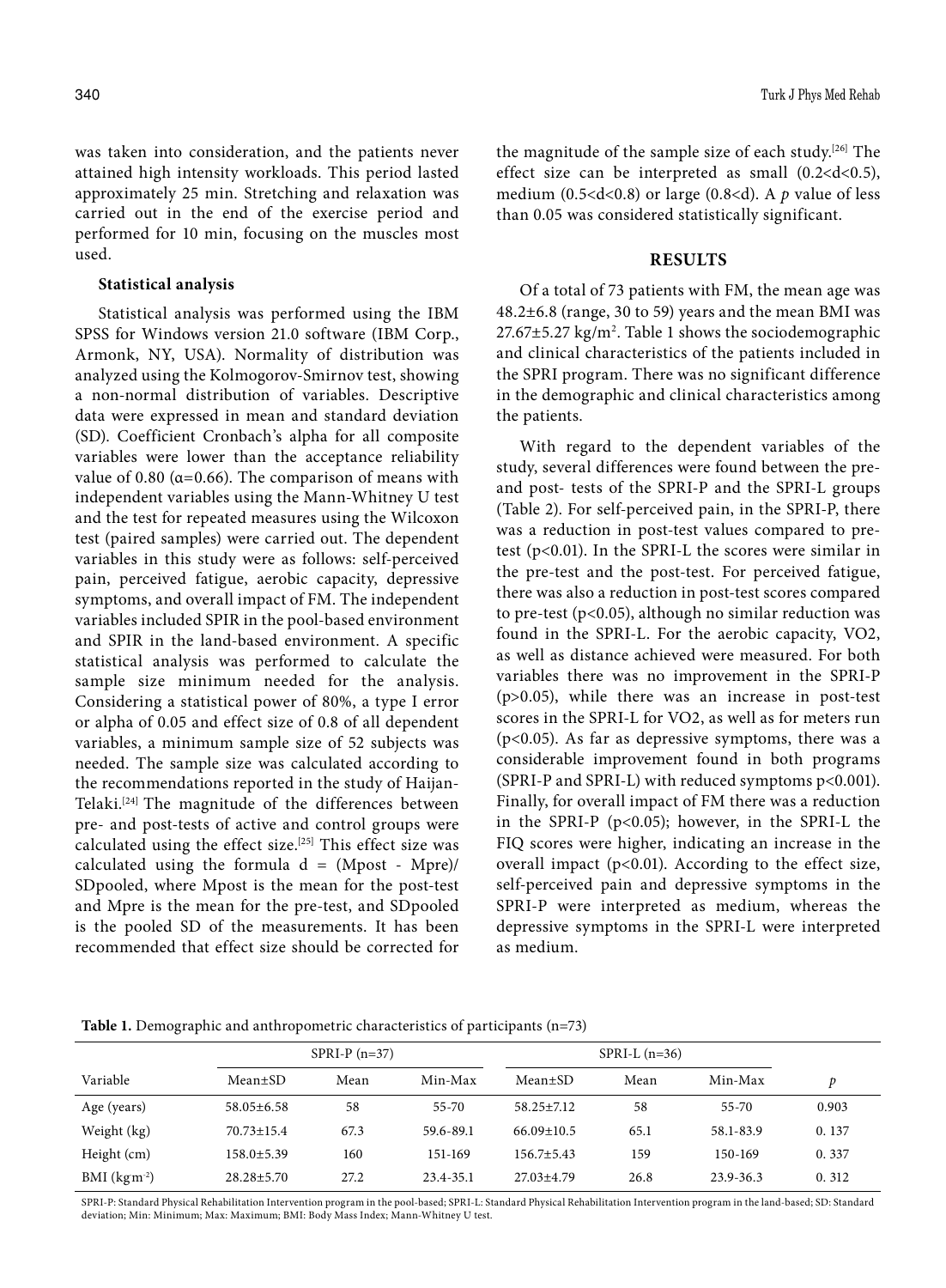was taken into consideration, and the patients never attained high intensity workloads. This period lasted approximately 25 min. Stretching and relaxation was carried out in the end of the exercise period and performed for 10 min, focusing on the muscles most used.

### Statistical analysis

Statistical analysis was performed using the IBM SPSS for Windows version 21.0 software (IBM Corp., Armonk, NY, USA). Normality of distribution was analyzed using the Kolmogorov-Smirnov test, showing a non-normal distribution of variables. Descriptive data were expressed in mean and standard deviation (SD). Coefficient Cronbach's alpha for all composite variables were lower than the acceptance reliability value of 0.80 ($\alpha$=0.66). The comparison of means with independent variables using the Mann-Whitney U test and the test for repeated measures using the Wilcoxon test (paired samples) were carried out. The dependent variables in this study were as follows: self-perceived pain, perceived fatigue, aerobic capacity, depressive symptoms, and overall impact of FM. The independent variables included SPIR in the pool-based environment and SPIR in the land-based environment. A specific statistical analysis was performed to calculate the sample size minimum needed for the analysis. Considering a statistical power of 80%, a type I error or alpha of 0.05 and effect size of 0.8 of all dependent variables, a minimum sample size of 52 subjects was needed. The sample size was calculated according to the recommendations reported in the study of Haijan-Telaki.[24] The magnitude of the differences between pre- and post-tests of active and control groups were calculated using the effect size.[25] This effect size was calculated using the formula d = (Mpost - Mpre)/SDpooled, where Mpost is the mean for the post-test and Mpre is the mean for the pre-test, and SDpooled is the pooled SD of the measurements. It has been recommended that effect size should be corrected for the magnitude of the sample size of each study.[26] The effect size can be interpreted as small (0.2<d<0.5), medium (0.5<d<0.8) or large (0.8<d). A *p* value of less than 0.05 was considered statistically significant.

## RESULTS

Of a total of 73 patients with FM, the mean age was 48.2±6.8 (range, 30 to 59) years and the mean BMI was 27.67±5.27 kg/m$^2$. Table 1 shows the sociodemographic and clinical characteristics of the patients included in the SPRI program. There was no significant difference in the demographic and clinical characteristics among the patients.

With regard to the dependent variables of the study, several differences were found between the pre- and post- tests of the SPRI-P and the SPRI-L groups (Table 2). For self-perceived pain, in the SPRI-P, there was a reduction in post-test values compared to pre-test (p<0.01). In the SPRI-L the scores were similar in the pre-test and the post-test. For perceived fatigue, there was also a reduction in post-test scores compared to pre-test (p<0.05), although no similar reduction was found in the SPRI-L. For the aerobic capacity, VO2, as well as distance achieved were measured. For both variables there was no improvement in the SPRI-P (p>0.05), while there was an increase in post-test scores in the SPRI-L for VO2, as well as for meters run (p<0.05). As far as depressive symptoms, there was a considerable improvement found in both programs (SPRI-P and SPRI-L) with reduced symptoms p<0.001). Finally, for overall impact of FM there was a reduction in the SPRI-P (p<0.05); however, in the SPRI-L the FIQ scores were higher, indicating an increase in the overall impact (p<0.01). According to the effect size, self-perceived pain and depressive symptoms in the SPRI-P were interpreted as medium, whereas the depressive symptoms in the SPRI-L were interpreted as medium.

**Table 1.** Demographic and anthropometric characteristics of participants (n=73)

| | SPRI-P (n=37) | | | SPRI-L (n=36) | | | |
|---|---|---|---|---|---|---|---|
| Variable | Mean±SD | Mean | Min-Max | Mean±SD | Mean | Min-Max | *p* |
| Age (years) | 58.05±6.58 | 58 | 55-70 | 58.25±7.12 | 58 | 55-70 | 0.903 |
| Weight (kg) | 70.73±15.4 | 67.3 | 59.6-89.1 | 66.09±10.5 | 65.1 | 58.1-83.9 | 0. 137 |
| Height (cm) | 158.0±5.39 | 160 | 151-169 | 156.7±5.43 | 159 | 150-169 | 0. 337 |
| BMI (kg m$^{-2}$) | 28.28±5.70 | 27.2 | 23.4-35.1 | 27.03±4.79 | 26.8 | 23.9-36.3 | 0. 312 |

SPRI-P: Standard Physical Rehabilitation Intervention program in the pool-based; SPRI-L: Standard Physical Rehabilitation Intervention program in the land-based; SD: Standard deviation; Min: Minimum; Max: Maximum; BMI: Body Mass Index; Mann-Whitney U test.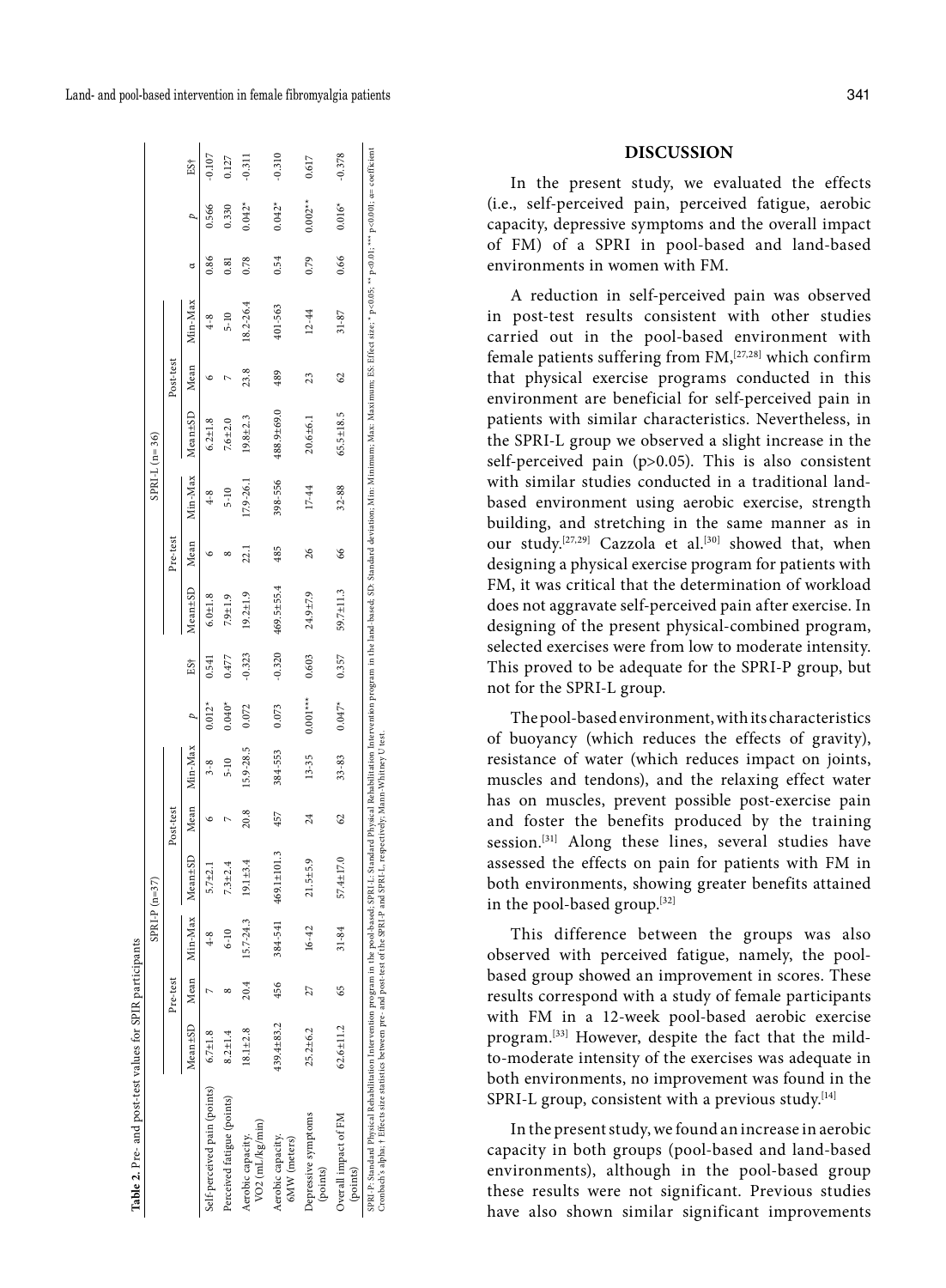**Table 2.** Pre- and post-test values for SPIR participants

| | SPRI-P (n=37) | | | | | | | | | SPRI-L (n=36) | | | | | | | | |
|---|---|---|---|---|---|---|---|---|---|---|---|---|---|---|---|---|---|---|
| | Pre-test | | | Post-test | | | | | | Pre-test | | | Post-test | | | | | |
| | Mean±SD | Mean | Min-Max | Mean±SD | Mean | Min-Max | *p* | ES† | | Mean±SD | Mean | Min-Max | Mean±SD | Mean | Min-Max | α | *p* | ES† |
| Self-perceived pain (points) | 6.7±1.8 | 7 | 4-8 | 5.7±2.1 | 6 | 3-8 | 0.012* | 0.541 | | 6.0±1.8 | 6 | 4-8 | 6.2±1.8 | 6 | 4-8 | 0.86 | 0.566 | -0.107 |
| Perceived fatigue (points) | 8.2±1.4 | 8 | 6-10 | 7.3±2.4 | 7 | 5-10 | 0.040* | 0.477 | | 7.9±1.9 | 8 | 5-10 | 7.6±2.0 | 7 | 5-10 | 0.81 | 0.330 | 0.127 |
| Aerobic capacity. VO2 (mL/kg/min) | 18.1±2.8 | 20.4 | 15.7-24.3 | 19.1±3.4 | 20.8 | 15.9-28.5 | 0.072 | -0.323 | | 19.2±1.9 | 22.1 | 17.9-26.1 | 19.8±2.3 | 23.8 | 18.2-26.4 | 0.78 | 0.042* | -0.311 |
| Aerobic capacity. 6MW (meters) | 439.4±83.2 | 456 | 384-541 | 469.1±101.3 | 457 | 384-553 | 0.073 | -0.320 | | 469.5±55.4 | 485 | 398-556 | 488.9±69.0 | 489 | 401-563 | 0.54 | 0.042* | -0.310 |
| Depressive symptoms (points) | 25.2±6.2 | 27 | 16-42 | 21.5±5.9 | 24 | 13-35 | 0.001*** | 0.603 | | 24.9±7.9 | 26 | 17-44 | 20.6±6.1 | 23 | 12-44 | 0.79 | 0.002** | 0.617 |
| Overall impact of FM (points) | 62.6±11.2 | 65 | 31-84 | 57.4±17.0 | 62 | 33-83 | 0.047* | 0.357 | | 59.7±11.3 | 66 | 32-88 | 65.5±18.5 | 62 | 31-87 | 0.66 | 0.016* | -0.378 |

SPRI-P: Standard Physical Rehabilitation Intervention program in the pool-based; SPRI-L: Standard Physical Rehabilitation Intervention program in the land-based; SD: Standard deviation; Min: Minimum; Max: Maximum; ES: Effect size; * p<0.05; ** p<0.01; *** p<0.001; α: coefficient Cronbach's alpha; † Effects size statistics between pre- and post-test of the SPRI-P and SPRI-L, respectively; Mann-Whitney U test.

## DISCUSSION

In the present study, we evaluated the effects (i.e., self-perceived pain, perceived fatigue, aerobic capacity, depressive symptoms and the overall impact of FM) of a SPRI in pool-based and land-based environments in women with FM.

A reduction in self-perceived pain was observed in post-test results consistent with other studies carried out in the pool-based environment with female patients suffering from FM,[27,28] which confirm that physical exercise programs conducted in this environment are beneficial for self-perceived pain in patients with similar characteristics. Nevertheless, in the SPRI-L group we observed a slight increase in the self-perceived pain ($p>0.05$). This is also consistent with similar studies conducted in a traditional land-based environment using aerobic exercise, strength building, and stretching in the same manner as in our study.[27,29] Cazzola et al.[30] showed that, when designing a physical exercise program for patients with FM, it was critical that the determination of workload does not aggravate self-perceived pain after exercise. In designing of the present physical-combined program, selected exercises were from low to moderate intensity. This proved to be adequate for the SPRI-P group, but not for the SPRI-L group.

The pool-based environment, with its characteristics of buoyancy (which reduces the effects of gravity), resistance of water (which reduces impact on joints, muscles and tendons), and the relaxing effect water has on muscles, prevent possible post-exercise pain and foster the benefits produced by the training session.[31] Along these lines, several studies have assessed the effects on pain for patients with FM in both environments, showing greater benefits attained in the pool-based group.[32]

This difference between the groups was also observed with perceived fatigue, namely, the pool-based group showed an improvement in scores. These results correspond with a study of female participants with FM in a 12-week pool-based aerobic exercise program.[33] However, despite the fact that the mild-to-moderate intensity of the exercises was adequate in both environments, no improvement was found in the SPRI-L group, consistent with a previous study.[14]

In the present study, we found an increase in aerobic capacity in both groups (pool-based and land-based environments), although in the pool-based group these results were not significant. Previous studies have also shown similar significant improvements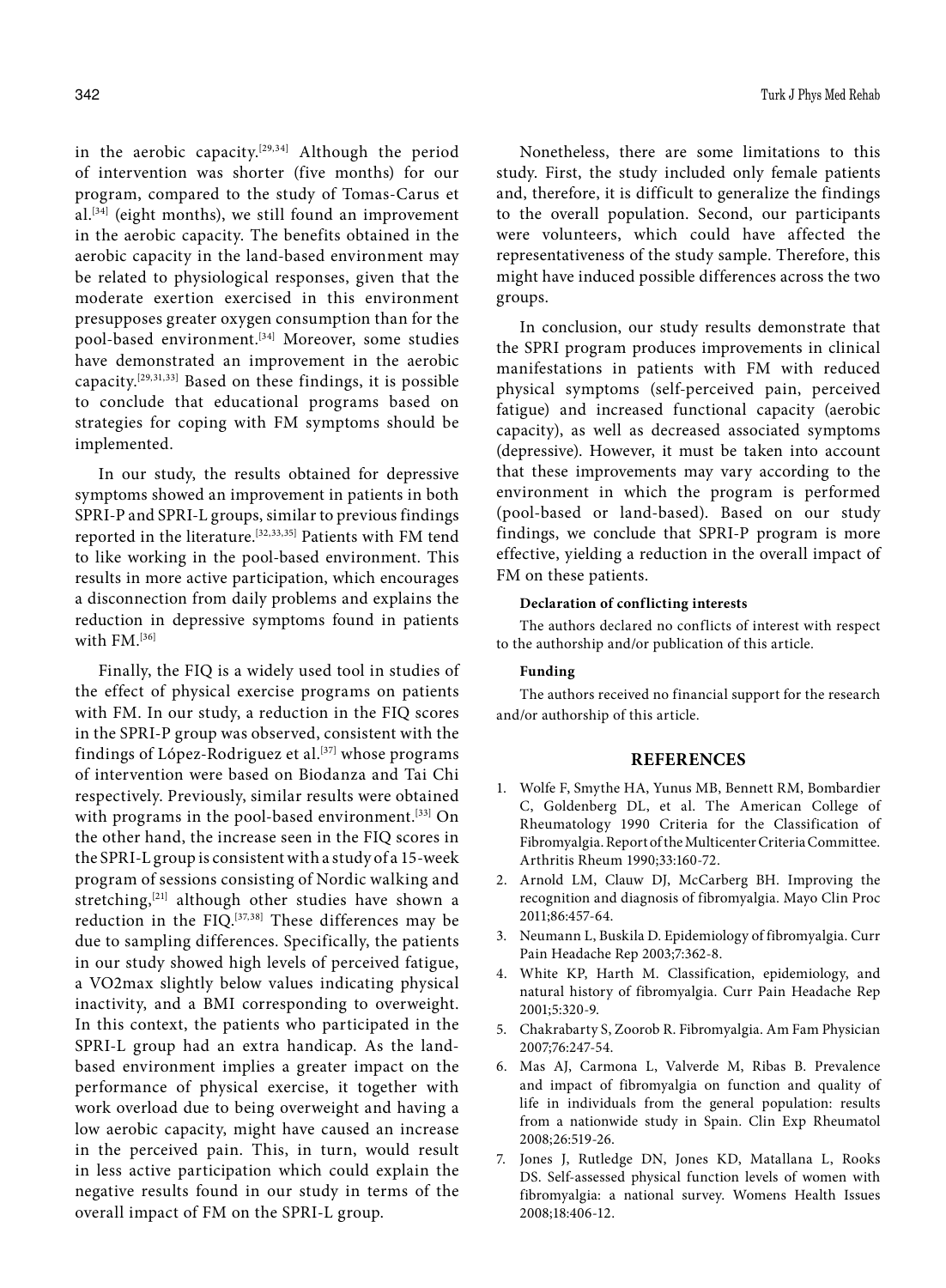in the aerobic capacity.[29,34] Although the period of intervention was shorter (five months) for our program, compared to the study of Tomas-Carus et al.[34] (eight months), we still found an improvement in the aerobic capacity. The benefits obtained in the aerobic capacity in the land-based environment may be related to physiological responses, given that the moderate exertion exercised in this environment presupposes greater oxygen consumption than for the pool-based environment.[34] Moreover, some studies have demonstrated an improvement in the aerobic capacity.[29,31,33] Based on these findings, it is possible to conclude that educational programs based on strategies for coping with FM symptoms should be implemented.

In our study, the results obtained for depressive symptoms showed an improvement in patients in both SPRI-P and SPRI-L groups, similar to previous findings reported in the literature.[32,33,35] Patients with FM tend to like working in the pool-based environment. This results in more active participation, which encourages a disconnection from daily problems and explains the reduction in depressive symptoms found in patients with FM.[36]

Finally, the FIQ is a widely used tool in studies of the effect of physical exercise programs on patients with FM. In our study, a reduction in the FIQ scores in the SPRI-P group was observed, consistent with the findings of López-Rodriguez et al.[37] whose programs of intervention were based on Biodanza and Tai Chi respectively. Previously, similar results were obtained with programs in the pool-based environment.[33] On the other hand, the increase seen in the FIQ scores in the SPRI-L group is consistent with a study of a 15-week program of sessions consisting of Nordic walking and stretching,[21] although other studies have shown a reduction in the FIQ.[37,38] These differences may be due to sampling differences. Specifically, the patients in our study showed high levels of perceived fatigue, a VO2max slightly below values indicating physical inactivity, and a BMI corresponding to overweight. In this context, the patients who participated in the SPRI-L group had an extra handicap. As the land-based environment implies a greater impact on the performance of physical exercise, it together with work overload due to being overweight and having a low aerobic capacity, might have caused an increase in the perceived pain. This, in turn, would result in less active participation which could explain the negative results found in our study in terms of the overall impact of FM on the SPRI-L group.

Nonetheless, there are some limitations to this study. First, the study included only female patients and, therefore, it is difficult to generalize the findings to the overall population. Second, our participants were volunteers, which could have affected the representativeness of the study sample. Therefore, this might have induced possible differences across the two groups.

In conclusion, our study results demonstrate that the SPRI program produces improvements in clinical manifestations in patients with FM with reduced physical symptoms (self-perceived pain, perceived fatigue) and increased functional capacity (aerobic capacity), as well as decreased associated symptoms (depressive). However, it must be taken into account that these improvements may vary according to the environment in which the program is performed (pool-based or land-based). Based on our study findings, we conclude that SPRI-P program is more effective, yielding a reduction in the overall impact of FM on these patients.

**Declaration of conflicting interests**

The authors declared no conflicts of interest with respect to the authorship and/or publication of this article.

**Funding**

The authors received no financial support for the research and/or authorship of this article.

## REFERENCES

1. Wolfe F, Smythe HA, Yunus MB, Bennett RM, Bombardier C, Goldenberg DL, et al. The American College of Rheumatology 1990 Criteria for the Classification of Fibromyalgia. Report of the Multicenter Criteria Committee. Arthritis Rheum 1990;33:160-72.
2. Arnold LM, Clauw DJ, McCarberg BH. Improving the recognition and diagnosis of fibromyalgia. Mayo Clin Proc 2011;86:457-64.
3. Neumann L, Buskila D. Epidemiology of fibromyalgia. Curr Pain Headache Rep 2003;7:362-8.
4. White KP, Harth M. Classification, epidemiology, and natural history of fibromyalgia. Curr Pain Headache Rep 2001;5:320-9.
5. Chakrabarty S, Zoorob R. Fibromyalgia. Am Fam Physician 2007;76:247-54.
6. Mas AJ, Carmona L, Valverde M, Ribas B. Prevalence and impact of fibromyalgia on function and quality of life in individuals from the general population: results from a nationwide study in Spain. Clin Exp Rheumatol 2008;26:519-26.
7. Jones J, Rutledge DN, Jones KD, Matallana L, Rooks DS. Self-assessed physical function levels of women with fibromyalgia: a national survey. Womens Health Issues 2008;18:406-12.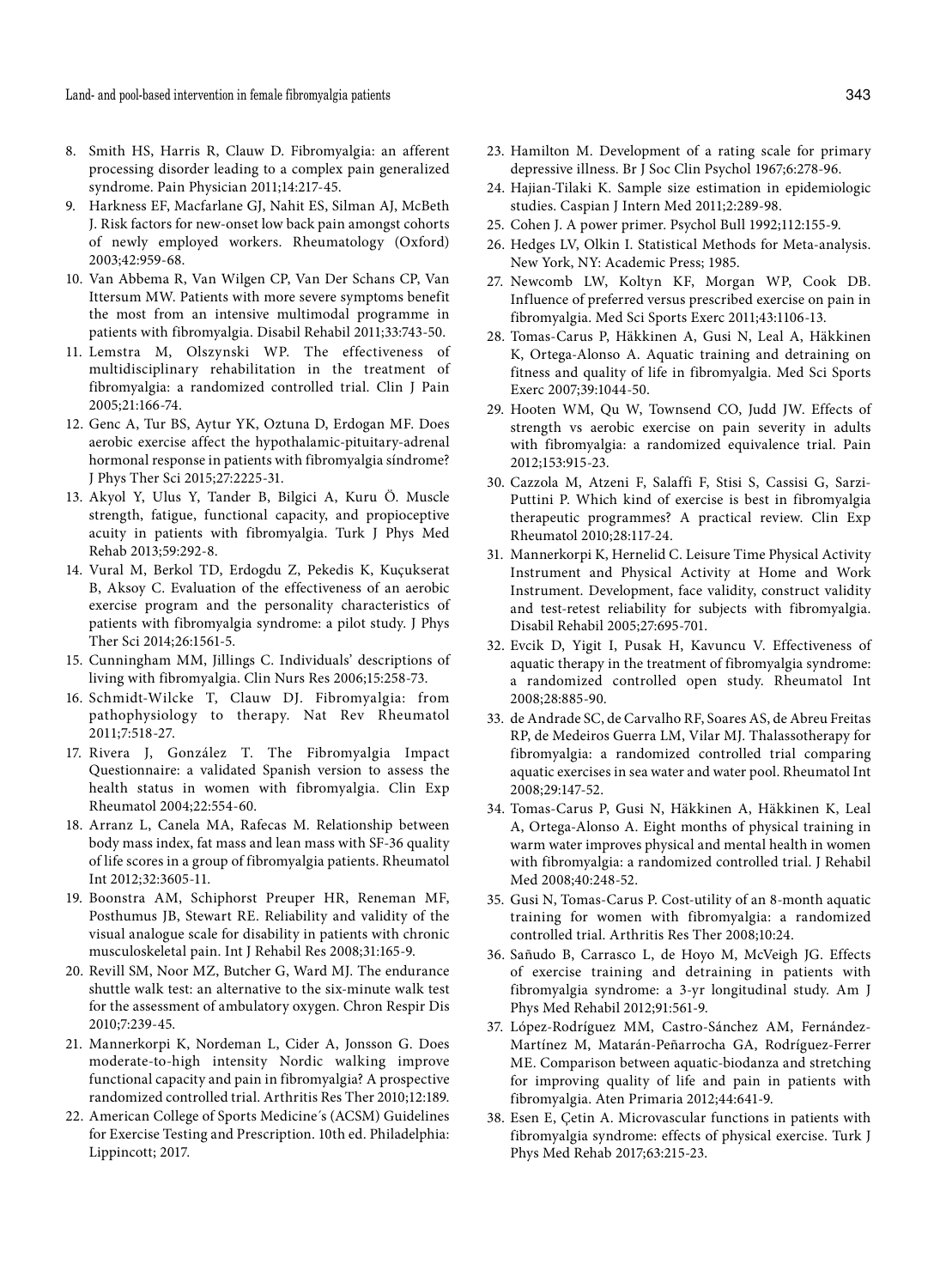8. Smith HS, Harris R, Clauw D. Fibromyalgia: an afferent processing disorder leading to a complex pain generalized syndrome. Pain Physician 2011;14:217-45.
9. Harkness EF, Macfarlane GJ, Nahit ES, Silman AJ, McBeth J. Risk factors for new-onset low back pain amongst cohorts of newly employed workers. Rheumatology (Oxford) 2003;42:959-68.
10. Van Abbema R, Van Wilgen CP, Van Der Schans CP, Van Ittersum MW. Patients with more severe symptoms benefit the most from an intensive multimodal programme in patients with fibromyalgia. Disabil Rehabil 2011;33:743-50.
11. Lemstra M, Olszynski WP. The effectiveness of multidisciplinary rehabilitation in the treatment of fibromyalgia: a randomized controlled trial. Clin J Pain 2005;21:166-74.
12. Genc A, Tur BS, Aytur YK, Oztuna D, Erdogan MF. Does aerobic exercise affect the hypothalamic-pituitary-adrenal hormonal response in patients with fibromyalgia síndrome? J Phys Ther Sci 2015;27:2225-31.
13. Akyol Y, Ulus Y, Tander B, Bilgici A, Kuru Ö. Muscle strength, fatigue, functional capacity, and propioceptive acuity in patients with fibromyalgia. Turk J Phys Med Rehab 2013;59:292-8.
14. Vural M, Berkol TD, Erdogdu Z, Pekedis K, Kuçukserat B, Aksoy C. Evaluation of the effectiveness of an aerobic exercise program and the personality characteristics of patients with fibromyalgia syndrome: a pilot study. J Phys Ther Sci 2014;26:1561-5.
15. Cunningham MM, Jillings C. Individuals' descriptions of living with fibromyalgia. Clin Nurs Res 2006;15:258-73.
16. Schmidt-Wilcke T, Clauw DJ. Fibromyalgia: from pathophysiology to therapy. Nat Rev Rheumatol 2011;7:518-27.
17. Rivera J, González T. The Fibromyalgia Impact Questionnaire: a validated Spanish version to assess the health status in women with fibromyalgia. Clin Exp Rheumatol 2004;22:554-60.
18. Arranz L, Canela MA, Rafecas M. Relationship between body mass index, fat mass and lean mass with SF-36 quality of life scores in a group of fibromyalgia patients. Rheumatol Int 2012;32:3605-11.
19. Boonstra AM, Schiphorst Preuper HR, Reneman MF, Posthumus JB, Stewart RE. Reliability and validity of the visual analogue scale for disability in patients with chronic musculoskeletal pain. Int J Rehabil Res 2008;31:165-9.
20. Revill SM, Noor MZ, Butcher G, Ward MJ. The endurance shuttle walk test: an alternative to the six-minute walk test for the assessment of ambulatory oxygen. Chron Respir Dis 2010;7:239-45.
21. Mannerkorpi K, Nordeman L, Cider A, Jonsson G. Does moderate-to-high intensity Nordic walking improve functional capacity and pain in fibromyalgia? A prospective randomized controlled trial. Arthritis Res Ther 2010;12:189.
22. American College of Sports Medicine´s (ACSM) Guidelines for Exercise Testing and Prescription. 10th ed. Philadelphia: Lippincott; 2017.
23. Hamilton M. Development of a rating scale for primary depressive illness. Br J Soc Clin Psychol 1967;6:278-96.
24. Hajian-Tilaki K. Sample size estimation in epidemiologic studies. Caspian J Intern Med 2011;2:289-98.
25. Cohen J. A power primer. Psychol Bull 1992;112:155-9.
26. Hedges LV, Olkin I. Statistical Methods for Meta-analysis. New York, NY: Academic Press; 1985.
27. Newcomb LW, Koltyn KF, Morgan WP, Cook DB. Influence of preferred versus prescribed exercise on pain in fibromyalgia. Med Sci Sports Exerc 2011;43:1106-13.
28. Tomas-Carus P, Häkkinen A, Gusi N, Leal A, Häkkinen K, Ortega-Alonso A. Aquatic training and detraining on fitness and quality of life in fibromyalgia. Med Sci Sports Exerc 2007;39:1044-50.
29. Hooten WM, Qu W, Townsend CO, Judd JW. Effects of strength vs aerobic exercise on pain severity in adults with fibromyalgia: a randomized equivalence trial. Pain 2012;153:915-23.
30. Cazzola M, Atzeni F, Salaffi F, Stisi S, Cassisi G, Sarzi-Puttini P. Which kind of exercise is best in fibromyalgia therapeutic programmes? A practical review. Clin Exp Rheumatol 2010;28:117-24.
31. Mannerkorpi K, Hernelid C. Leisure Time Physical Activity Instrument and Physical Activity at Home and Work Instrument. Development, face validity, construct validity and test-retest reliability for subjects with fibromyalgia. Disabil Rehabil 2005;27:695-701.
32. Evcik D, Yigit I, Pusak H, Kavuncu V. Effectiveness of aquatic therapy in the treatment of fibromyalgia syndrome: a randomized controlled open study. Rheumatol Int 2008;28:885-90.
33. de Andrade SC, de Carvalho RF, Soares AS, de Abreu Freitas RP, de Medeiros Guerra LM, Vilar MJ. Thalassotherapy for fibromyalgia: a randomized controlled trial comparing aquatic exercises in sea water and water pool. Rheumatol Int 2008;29:147-52.
34. Tomas-Carus P, Gusi N, Häkkinen A, Häkkinen K, Leal A, Ortega-Alonso A. Eight months of physical training in warm water improves physical and mental health in women with fibromyalgia: a randomized controlled trial. J Rehabil Med 2008;40:248-52.
35. Gusi N, Tomas-Carus P. Cost-utility of an 8-month aquatic training for women with fibromyalgia: a randomized controlled trial. Arthritis Res Ther 2008;10:24.
36. Sañudo B, Carrasco L, de Hoyo M, McVeigh JG. Effects of exercise training and detraining in patients with fibromyalgia syndrome: a 3-yr longitudinal study. Am J Phys Med Rehabil 2012;91:561-9.
37. López-Rodríguez MM, Castro-Sánchez AM, Fernández-Martínez M, Matarán-Peñarrocha GA, Rodríguez-Ferrer ME. Comparison between aquatic-biodanza and stretching for improving quality of life and pain in patients with fibromyalgia. Aten Primaria 2012;44:641-9.
38. Esen E, Çetin A. Microvascular functions in patients with fibromyalgia syndrome: effects of physical exercise. Turk J Phys Med Rehab 2017;63:215-23.